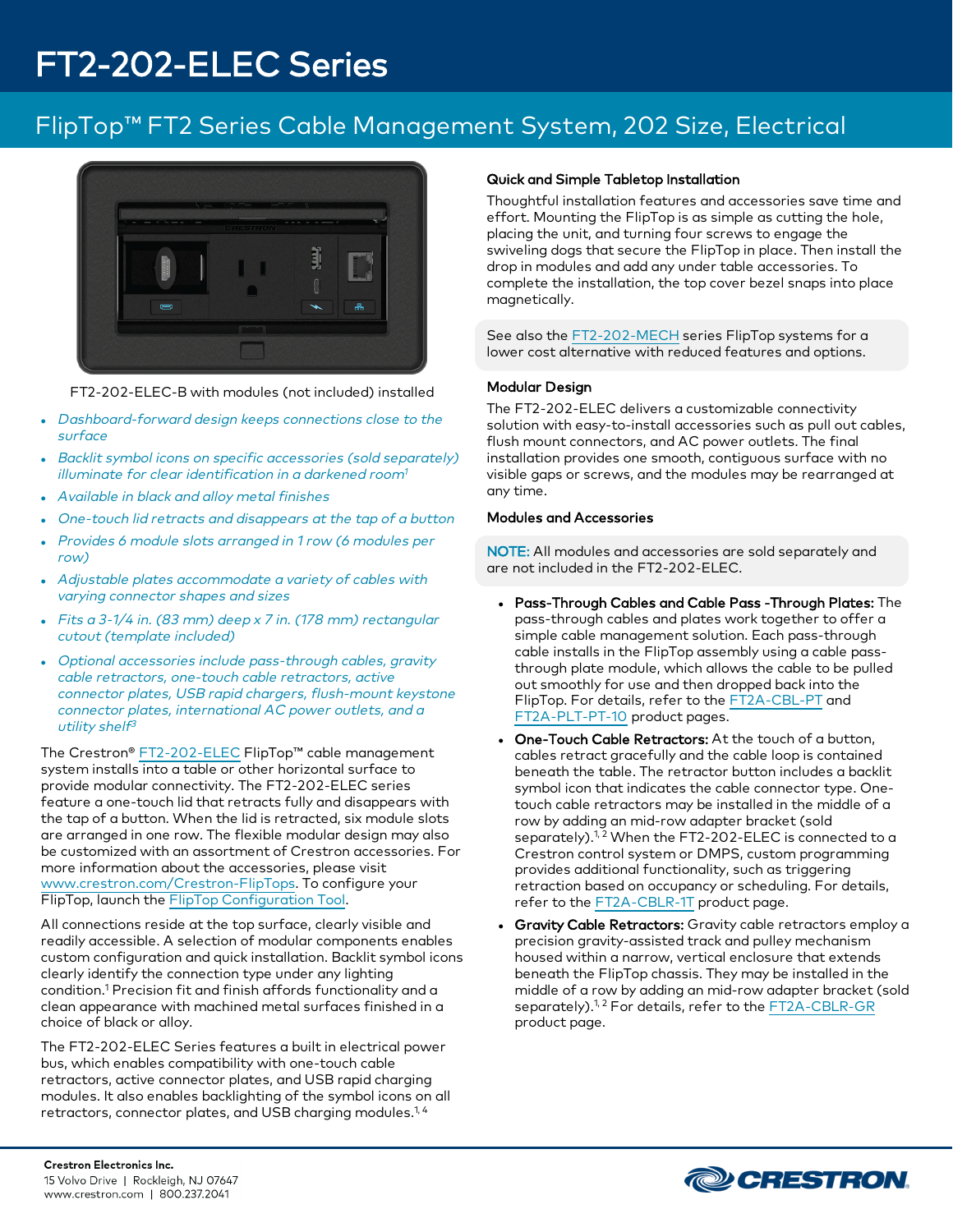# FT2-202-ELEC Series

## FlipTop™ FT2 Series Cable Management System, 202 Size, Electrical

FT2-202-ELEC-B with modules (not included) installed

- *Dashboard-forward design keeps connections close to the surface*
- *Backlit symbol icons on specific accessories (sold separately) illuminate for clear identification in a darkened room[1]*
- *Available in black and alloy metal finishes*
- *One-touch lid retracts and disappears at the tap of a button*
- *Provides 6 module slots arranged in 1 row (6 modules per row)*
- *Adjustable plates accommodate a variety of cables with varying connector shapes and sizes*
- *Fits a 3-1/4 in. (83 mm) deep x 7 in. (178 mm) rectangular cutout (template included)*
- *Optional accessories include pass-through cables, gravity cable retractors, one-touch cable retractors, active connector plates, USB rapid chargers, flush-mount keystone connector plates, international AC power outlets, and a utility shelf[3]*

The Crestron® FT2-202-ELEC FlipTop™ cable management system installs into a table or other horizontal surface to provide modular connectivity. The FT2-202-ELEC series feature a one-touch lid that retracts fully and disappears with the tap of a button. When the lid is retracted, six module slots are arranged in one row. The flexible modular design may also be customized with an assortment of Crestron accessories. For more information about the accessories, please visit www.crestron.com/Crestron-FlipTops. To configure your FlipTop, launch the FlipTop Configuration Tool.

All connections reside at the top surface, clearly visible and readily accessible. A selection of modular components enables custom configuration and quick installation. Backlit symbol icons clearly identify the connection type under any lighting condition.[1] Precision fit and finish affords functionality and a clean appearance with machined metal surfaces finished in a choice of black or alloy.

The FT2-202-ELEC Series features a built in electrical power bus, which enables compatibility with one-touch cable retractors, active connector plates, and USB rapid charging modules. It also enables backlighting of the symbol icons on all retractors, connector plates, and USB charging modules.[1, 4]

### Quick and Simple Tabletop Installation

Thoughtful installation features and accessories save time and effort. Mounting the FlipTop is as simple as cutting the hole, placing the unit, and turning four screws to engage the swiveling dogs that secure the FlipTop in place. Then install the drop in modules and add any under table accessories. To complete the installation, the top cover bezel snaps into place magnetically.

See also the FT2-202-MECH series FlipTop systems for a lower cost alternative with reduced features and options.

### Modular Design

The FT2-202-ELEC delivers a customizable connectivity solution with easy-to-install accessories such as pull out cables, flush mount connectors, and AC power outlets. The final installation provides one smooth, contiguous surface with no visible gaps or screws, and the modules may be rearranged at any time.

### Modules and Accessories

NOTE: All modules and accessories are sold separately and are not included in the FT2-202-ELEC.

- **Pass-Through Cables and Cable Pass -Through Plates:** The pass-through cables and plates work together to offer a simple cable management solution. Each pass-through cable installs in the FlipTop assembly using a cable pass-through plate module, which allows the cable to be pulled out smoothly for use and then dropped back into the FlipTop. For details, refer to the FT2A-CBL-PT and FT2A-PLT-PT-10 product pages.
- **One-Touch Cable Retractors:** At the touch of a button, cables retract gracefully and the cable loop is contained beneath the table. The retractor button includes a backlit symbol icon that indicates the cable connector type. One-touch cable retractors may be installed in the middle of a row by adding an mid-row adapter bracket (sold separately).[1, 2] When the FT2-202-ELEC is connected to a Crestron control system or DMPS, custom programming provides additional functionality, such as triggering retraction based on occupancy or scheduling. For details, refer to the FT2A-CBLR-1T product page.
- **Gravity Cable Retractors:** Gravity cable retractors employ a precision gravity-assisted track and pulley mechanism housed within a narrow, vertical enclosure that extends beneath the FlipTop chassis. They may be installed in the middle of a row by adding an mid-row adapter bracket (sold separately).[1, 2] For details, refer to the FT2A-CBLR-GR product page.

**Crestron Electronics Inc.**
15 Volvo Drive | Rockleigh, NJ 07647
www.crestron.com | 800.237.2041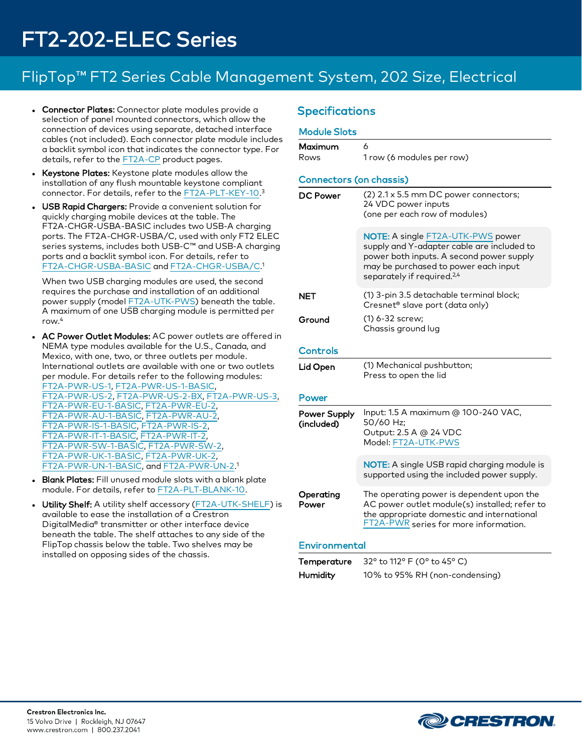# FT2-202-ELEC Series

## FlipTop™ FT2 Series Cable Management System, 202 Size, Electrical

- **Connector Plates:** Connector plate modules provide a selection of panel mounted connectors, which allow the connection of devices using separate, detached interface cables (not included). Each connector plate module includes a backlit symbol icon that indicates the connector type. For details, refer to the FT2A-CP product pages.
- **Keystone Plates:** Keystone plate modules allow the installation of any flush mountable keystone compliant connector. For details, refer to the FT2A-PLT-KEY-10.[3]
- **USB Rapid Chargers:** Provide a convenient solution for quickly charging mobile devices at the table. The FT2A-CHGR-USBA-BASIC includes two USB-A charging ports. The FT2A-CHGR-USBA/C, used with only FT2 ELEC series systems, includes both USB-C™ and USB-A charging ports and a backlit symbol icon. For details, refer to FT2A-CHGR-USBA-BASIC and FT2A-CHGR-USBA/C.[1]

  When two USB charging modules are used, the second requires the purchase and installation of an additional power supply (model FT2A-UTK-PWS) beneath the table. A maximum of one USB charging module is permitted per row.[4]
- **AC Power Outlet Modules:** AC power outlets are offered in NEMA type modules available for the U.S., Canada, and Mexico, with one, two, or three outlets per module. International outlets are available with one or two outlets per module. For details refer to the following modules: FT2A-PWR-US-1, FT2A-PWR-US-1-BASIC, FT2A-PWR-US-2, FT2A-PWR-US-2-BX, FT2A-PWR-US-3, FT2A-PWR-EU-1-BASIC, FT2A-PWR-EU-2, FT2A-PWR-AU-1-BASIC, FT2A-PWR-AU-2, FT2A-PWR-IS-1-BASIC, FT2A-PWR-IS-2, FT2A-PWR-IT-1-BASIC, FT2A-PWR-IT-2, FT2A-PWR-SW-1-BASIC, FT2A-PWR-SW-2, FT2A-PWR-UK-1-BASIC, FT2A-PWR-UK-2, FT2A-PWR-UN-1-BASIC, and FT2A-PWR-UN-2.[1]
- **Blank Plates:** Fill unused module slots with a blank plate module. For details, refer to FT2A-PLT-BLANK-10.
- **Utility Shelf:** A utility shelf accessory (FT2A-UTK-SHELF) is available to ease the installation of a Crestron DigitalMedia® transmitter or other interface device beneath the table. The shelf attaches to any side of the FlipTop chassis below the table. Two shelves may be installed on opposing sides of the chassis.

## Specifications

### Module Slots

| | |
|---|---|
| **Maximum** | 6 |
| **Rows** | 1 row (6 modules per row) |

### Connectors (on chassis)

| | |
|---|---|
| **DC Power** | (2) 2.1 x 5.5 mm DC power connectors; 24 VDC power inputs (one per each row of modules) |
| | **NOTE:** A single FT2A-UTK-PWS power supply and Y-adapter cable are included to power both inputs. A second power supply may be purchased to power each input separately if required.[2,4] |
| **NET** | (1) 3-pin 3.5 detachable terminal block; Cresnet® slave port (data only) |
| **Ground** | (1) 6-32 screw; Chassis ground lug |

### Controls

| | |
|---|---|
| **Lid Open** | (1) Mechanical pushbutton; Press to open the lid |

### Power

| | |
|---|---|
| **Power Supply (included)** | Input: 1.5 A maximum @ 100-240 VAC, 50/60 Hz; Output: 2.5 A @ 24 VDC Model: FT2A-UTK-PWS |
| | **NOTE:** A single USB rapid charging module is supported using the included power supply. |
| **Operating Power** | The operating power is dependent upon the AC power outlet module(s) installed; refer to the appropriate domestic and international FT2A-PWR series for more information. |

### Environmental

| | |
|---|---|
| **Temperature** | 32° to 112° F (0° to 45° C) |
| **Humidity** | 10% to 95% RH (non-condensing) |

**Crestron Electronics Inc.**
15 Volvo Drive | Rockleigh, NJ 07647
www.crestron.com | 800.237.2041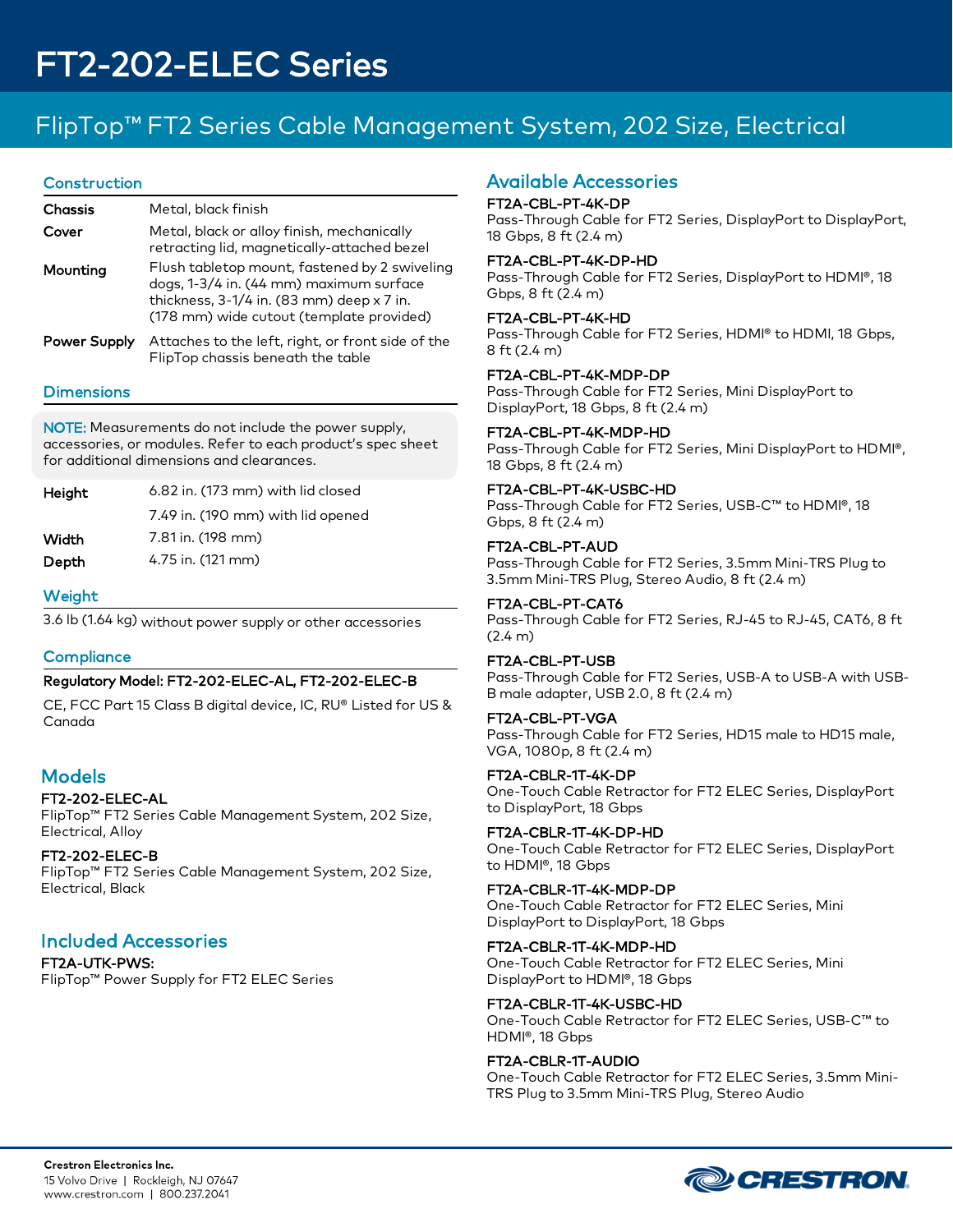# FT2-202-ELEC Series

## FlipTop™ FT2 Series Cable Management System, 202 Size, Electrical

### Construction

| | |
|---|---|
| **Chassis** | Metal, black finish |
| **Cover** | Metal, black or alloy finish, mechanically retracting lid, magnetically-attached bezel |
| **Mounting** | Flush tabletop mount, fastened by 2 swiveling dogs, 1-3/4 in. (44 mm) maximum surface thickness, 3-1/4 in. (83 mm) deep x 7 in. (178 mm) wide cutout (template provided) |
| **Power Supply** | Attaches to the left, right, or front side of the FlipTop chassis beneath the table |

### Dimensions

NOTE: Measurements do not include the power supply, accessories, or modules. Refer to each product's spec sheet for additional dimensions and clearances.

| | |
|---|---|
| **Height** | 6.82 in. (173 mm) with lid closed |
| | 7.49 in. (190 mm) with lid opened |
| **Width** | 7.81 in. (198 mm) |
| **Depth** | 4.75 in. (121 mm) |

### Weight

3.6 lb (1.64 kg) without power supply or other accessories

### Compliance

**Regulatory Model: FT2-202-ELEC-AL, FT2-202-ELEC-B**

CE, FCC Part 15 Class B digital device, IC, RU® Listed for US & Canada

## Models

**FT2-202-ELEC-AL**
FlipTop™ FT2 Series Cable Management System, 202 Size, Electrical, Alloy

**FT2-202-ELEC-B**
FlipTop™ FT2 Series Cable Management System, 202 Size, Electrical, Black

## Included Accessories

**FT2A-UTK-PWS:**
FlipTop™ Power Supply for FT2 ELEC Series

## Available Accessories

**FT2A-CBL-PT-4K-DP**
Pass-Through Cable for FT2 Series, DisplayPort to DisplayPort, 18 Gbps, 8 ft (2.4 m)

**FT2A-CBL-PT-4K-DP-HD**
Pass-Through Cable for FT2 Series, DisplayPort to HDMI®, 18 Gbps, 8 ft (2.4 m)

**FT2A-CBL-PT-4K-HD**
Pass-Through Cable for FT2 Series, HDMI® to HDMI, 18 Gbps, 8 ft (2.4 m)

**FT2A-CBL-PT-4K-MDP-DP**
Pass-Through Cable for FT2 Series, Mini DisplayPort to DisplayPort, 18 Gbps, 8 ft (2.4 m)

**FT2A-CBL-PT-4K-MDP-HD**
Pass-Through Cable for FT2 Series, Mini DisplayPort to HDMI®, 18 Gbps, 8 ft (2.4 m)

**FT2A-CBL-PT-4K-USBC-HD**
Pass-Through Cable for FT2 Series, USB-C™ to HDMI®, 18 Gbps, 8 ft (2.4 m)

**FT2A-CBL-PT-AUD**
Pass-Through Cable for FT2 Series, 3.5mm Mini-TRS Plug to 3.5mm Mini-TRS Plug, Stereo Audio, 8 ft (2.4 m)

**FT2A-CBL-PT-CAT6**
Pass-Through Cable for FT2 Series, RJ-45 to RJ-45, CAT6, 8 ft (2.4 m)

**FT2A-CBL-PT-USB**
Pass-Through Cable for FT2 Series, USB-A to USB-A with USB-B male adapter, USB 2.0, 8 ft (2.4 m)

**FT2A-CBL-PT-VGA**
Pass-Through Cable for FT2 Series, HD15 male to HD15 male, VGA, 1080p, 8 ft (2.4 m)

**FT2A-CBLR-1T-4K-DP**
One-Touch Cable Retractor for FT2 ELEC Series, DisplayPort to DisplayPort, 18 Gbps

**FT2A-CBLR-1T-4K-DP-HD**
One-Touch Cable Retractor for FT2 ELEC Series, DisplayPort to HDMI®, 18 Gbps

**FT2A-CBLR-1T-4K-MDP-DP**
One-Touch Cable Retractor for FT2 ELEC Series, Mini DisplayPort to DisplayPort, 18 Gbps

**FT2A-CBLR-1T-4K-MDP-HD**
One-Touch Cable Retractor for FT2 ELEC Series, Mini DisplayPort to HDMI®, 18 Gbps

**FT2A-CBLR-1T-4K-USBC-HD**
One-Touch Cable Retractor for FT2 ELEC Series, USB-C™ to HDMI®, 18 Gbps

**FT2A-CBLR-1T-AUDIO**
One-Touch Cable Retractor for FT2 ELEC Series, 3.5mm Mini-TRS Plug to 3.5mm Mini-TRS Plug, Stereo Audio

**Crestron Electronics Inc.**
15 Volvo Drive | Rockleigh, NJ 07647
www.crestron.com | 800.237.2041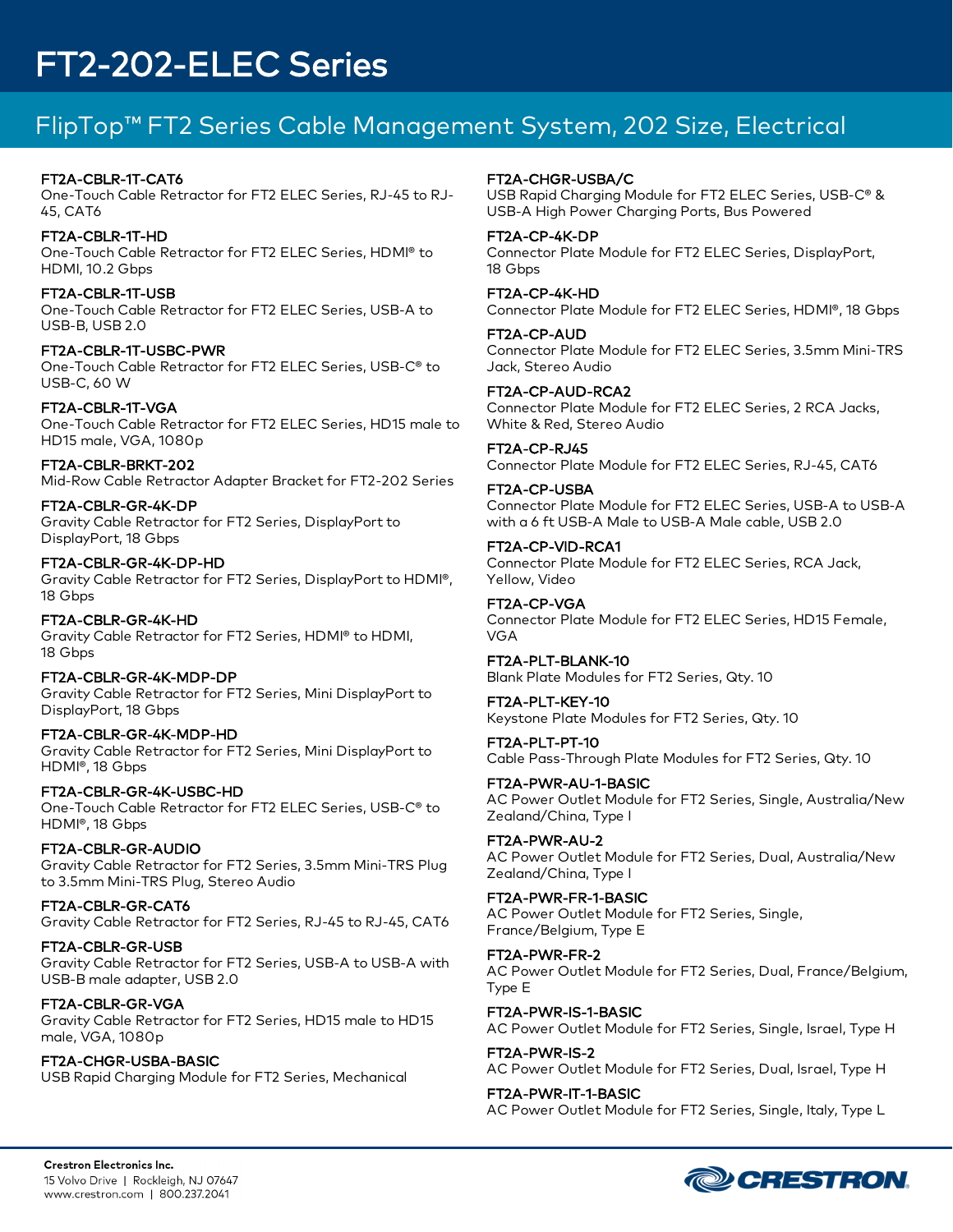# FT2-202-ELEC Series

## FlipTop™ FT2 Series Cable Management System, 202 Size, Electrical

**FT2A-CBLR-1T-CAT6**
One-Touch Cable Retractor for FT2 ELEC Series, RJ-45 to RJ-45, CAT6

**FT2A-CBLR-1T-HD**
One-Touch Cable Retractor for FT2 ELEC Series, HDMI® to HDMI, 10.2 Gbps

**FT2A-CBLR-1T-USB**
One-Touch Cable Retractor for FT2 ELEC Series, USB-A to USB-B, USB 2.0

**FT2A-CBLR-1T-USBC-PWR**
One-Touch Cable Retractor for FT2 ELEC Series, USB-C® to USB-C, 60 W

**FT2A-CBLR-1T-VGA**
One-Touch Cable Retractor for FT2 ELEC Series, HD15 male to HD15 male, VGA, 1080p

**FT2A-CBLR-BRKT-202**
Mid-Row Cable Retractor Adapter Bracket for FT2-202 Series

**FT2A-CBLR-GR-4K-DP**
Gravity Cable Retractor for FT2 Series, DisplayPort to DisplayPort, 18 Gbps

**FT2A-CBLR-GR-4K-DP-HD**
Gravity Cable Retractor for FT2 Series, DisplayPort to HDMI®, 18 Gbps

**FT2A-CBLR-GR-4K-HD**
Gravity Cable Retractor for FT2 Series, HDMI® to HDMI, 18 Gbps

**FT2A-CBLR-GR-4K-MDP-DP**
Gravity Cable Retractor for FT2 Series, Mini DisplayPort to DisplayPort, 18 Gbps

**FT2A-CBLR-GR-4K-MDP-HD**
Gravity Cable Retractor for FT2 Series, Mini DisplayPort to HDMI®, 18 Gbps

**FT2A-CBLR-GR-4K-USBC-HD**
One-Touch Cable Retractor for FT2 ELEC Series, USB-C® to HDMI®, 18 Gbps

**FT2A-CBLR-GR-AUDIO**
Gravity Cable Retractor for FT2 Series, 3.5mm Mini-TRS Plug to 3.5mm Mini-TRS Plug, Stereo Audio

**FT2A-CBLR-GR-CAT6**
Gravity Cable Retractor for FT2 Series, RJ-45 to RJ-45, CAT6

**FT2A-CBLR-GR-USB**
Gravity Cable Retractor for FT2 Series, USB-A to USB-A with USB-B male adapter, USB 2.0

**FT2A-CBLR-GR-VGA**
Gravity Cable Retractor for FT2 Series, HD15 male to HD15 male, VGA, 1080p

**FT2A-CHGR-USBA-BASIC**
USB Rapid Charging Module for FT2 Series, Mechanical

**FT2A-CHGR-USBA/C**
USB Rapid Charging Module for FT2 ELEC Series, USB-C® & USB-A High Power Charging Ports, Bus Powered

**FT2A-CP-4K-DP**
Connector Plate Module for FT2 ELEC Series, DisplayPort, 18 Gbps

**FT2A-CP-4K-HD**
Connector Plate Module for FT2 ELEC Series, HDMI®, 18 Gbps

**FT2A-CP-AUD**
Connector Plate Module for FT2 ELEC Series, 3.5mm Mini-TRS Jack, Stereo Audio

**FT2A-CP-AUD-RCA2**
Connector Plate Module for FT2 ELEC Series, 2 RCA Jacks, White & Red, Stereo Audio

**FT2A-CP-RJ45**
Connector Plate Module for FT2 ELEC Series, RJ-45, CAT6

**FT2A-CP-USBA**
Connector Plate Module for FT2 ELEC Series, USB-A to USB-A with a 6 ft USB-A Male to USB-A Male cable, USB 2.0

**FT2A-CP-VID-RCA1**
Connector Plate Module for FT2 ELEC Series, RCA Jack, Yellow, Video

**FT2A-CP-VGA**
Connector Plate Module for FT2 ELEC Series, HD15 Female, VGA

**FT2A-PLT-BLANK-10**
Blank Plate Modules for FT2 Series, Qty. 10

**FT2A-PLT-KEY-10**
Keystone Plate Modules for FT2 Series, Qty. 10

**FT2A-PLT-PT-10**
Cable Pass-Through Plate Modules for FT2 Series, Qty. 10

**FT2A-PWR-AU-1-BASIC**
AC Power Outlet Module for FT2 Series, Single, Australia/New Zealand/China, Type I

**FT2A-PWR-AU-2**
AC Power Outlet Module for FT2 Series, Dual, Australia/New Zealand/China, Type I

**FT2A-PWR-FR-1-BASIC**
AC Power Outlet Module for FT2 Series, Single, France/Belgium, Type E

**FT2A-PWR-FR-2**
AC Power Outlet Module for FT2 Series, Dual, France/Belgium, Type E

**FT2A-PWR-IS-1-BASIC**
AC Power Outlet Module for FT2 Series, Single, Israel, Type H

**FT2A-PWR-IS-2**
AC Power Outlet Module for FT2 Series, Dual, Israel, Type H

**FT2A-PWR-IT-1-BASIC**
AC Power Outlet Module for FT2 Series, Single, Italy, Type L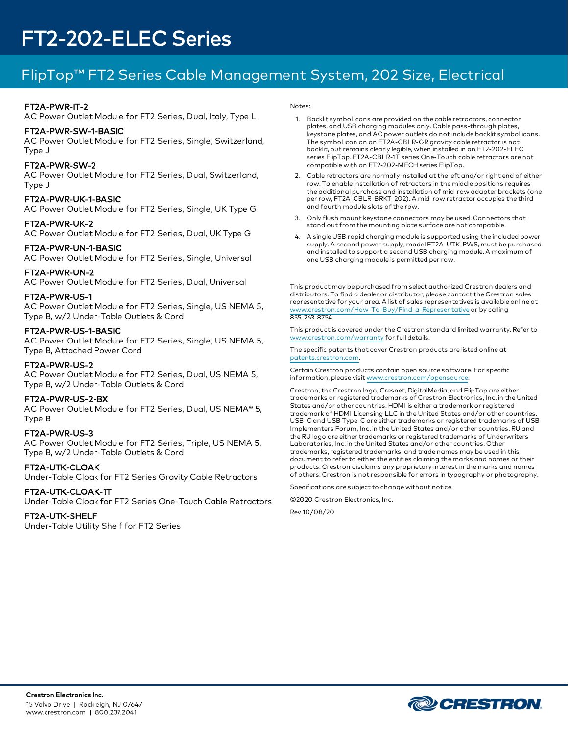# FT2-202-ELEC Series

## FlipTop™ FT2 Series Cable Management System, 202 Size, Electrical

**FT2A-PWR-IT-2**
AC Power Outlet Module for FT2 Series, Dual, Italy, Type L

**FT2A-PWR-SW-1-BASIC**
AC Power Outlet Module for FT2 Series, Single, Switzerland, Type J

**FT2A-PWR-SW-2**
AC Power Outlet Module for FT2 Series, Dual, Switzerland, Type J

**FT2A-PWR-UK-1-BASIC**
AC Power Outlet Module for FT2 Series, Single, UK Type G

**FT2A-PWR-UK-2**
AC Power Outlet Module for FT2 Series, Dual, UK Type G

**FT2A-PWR-UN-1-BASIC**
AC Power Outlet Module for FT2 Series, Single, Universal

**FT2A-PWR-UN-2**
AC Power Outlet Module for FT2 Series, Dual, Universal

**FT2A-PWR-US-1**
AC Power Outlet Module for FT2 Series, Single, US NEMA 5, Type B, w/2 Under-Table Outlets & Cord

**FT2A-PWR-US-1-BASIC**
AC Power Outlet Module for FT2 Series, Single, US NEMA 5, Type B, Attached Power Cord

**FT2A-PWR-US-2**
AC Power Outlet Module for FT2 Series, Dual, US NEMA 5, Type B, w/2 Under-Table Outlets & Cord

**FT2A-PWR-US-2-BX**
AC Power Outlet Module for FT2 Series, Dual, US NEMA® 5, Type B

**FT2A-PWR-US-3**
AC Power Outlet Module for FT2 Series, Triple, US NEMA 5, Type B, w/2 Under-Table Outlets & Cord

**FT2A-UTK-CLOAK**
Under-Table Cloak for FT2 Series Gravity Cable Retractors

**FT2A-UTK-CLOAK-1T**
Under-Table Cloak for FT2 Series One-Touch Cable Retractors

**FT2A-UTK-SHELF**
Under-Table Utility Shelf for FT2 Series

Notes:

1. Backlit symbol icons are provided on the cable retractors, connector plates, and USB charging modules only. Cable pass-through plates, keystone plates, and AC power outlets do not include backlit symbol icons. The symbol icon on an FT2A-CBLR-GR gravity cable retractor is not backlit, but remains clearly legible, when installed in an FT2-202-ELEC series FlipTop. FT2A-CBLR-1T series One-Touch cable retractors are not compatible with an FT2-202-MECH series FlipTop.
2. Cable retractors are normally installed at the left and/or right end of either row. To enable installation of retractors in the middle positions requires the additional purchase and installation of mid-row adapter brackets (one per row, FT2A-CBLR-BRKT-202). A mid-row retractor occupies the third and fourth module slots of the row.
3. Only flush mount keystone connectors may be used. Connectors that stand out from the mounting plate surface are not compatible.
4. A single USB rapid charging module is supported using the included power supply. A second power supply, model FT2A-UTK-PWS, must be purchased and installed to support a second USB charging module. A maximum of one USB charging module is permitted per row.

This product may be purchased from select authorized Crestron dealers and distributors. To find a dealer or distributor, please contact the Crestron sales representative for your area. A list of sales representatives is available online at www.crestron.com/How-To-Buy/Find-a-Representative or by calling 855-263-8754.

This product is covered under the Crestron standard limited warranty. Refer to www.crestron.com/warranty for full details.

The specific patents that cover Crestron products are listed online at patents.crestron.com.

Certain Crestron products contain open source software. For specific information, please visit www.crestron.com/opensource.

Crestron, the Crestron logo, Cresnet, DigitalMedia, and FlipTop are either trademarks or registered trademarks of Crestron Electronics, Inc. in the United States and/or other countries. HDMI is either a trademark or registered trademark of HDMI Licensing LLC in the United States and/or other countries. USB-C and USB Type-C are either trademarks or registered trademarks of USB Implementers Forum, Inc. in the United States and/or other countries. RU and the RU logo are either trademarks or registered trademarks of Underwriters Laboratories, Inc. in the United States and/or other countries. Other trademarks, registered trademarks, and trade names may be used in this document to refer to either the entities claiming the marks and names or their products. Crestron disclaims any proprietary interest in the marks and names of others. Crestron is not responsible for errors in typography or photography.

Specifications are subject to change without notice.

©2020 Crestron Electronics, Inc.

Rev 10/08/20

**Crestron Electronics Inc.**
15 Volvo Drive | Rockleigh, NJ 07647
www.crestron.com | 800.237.2041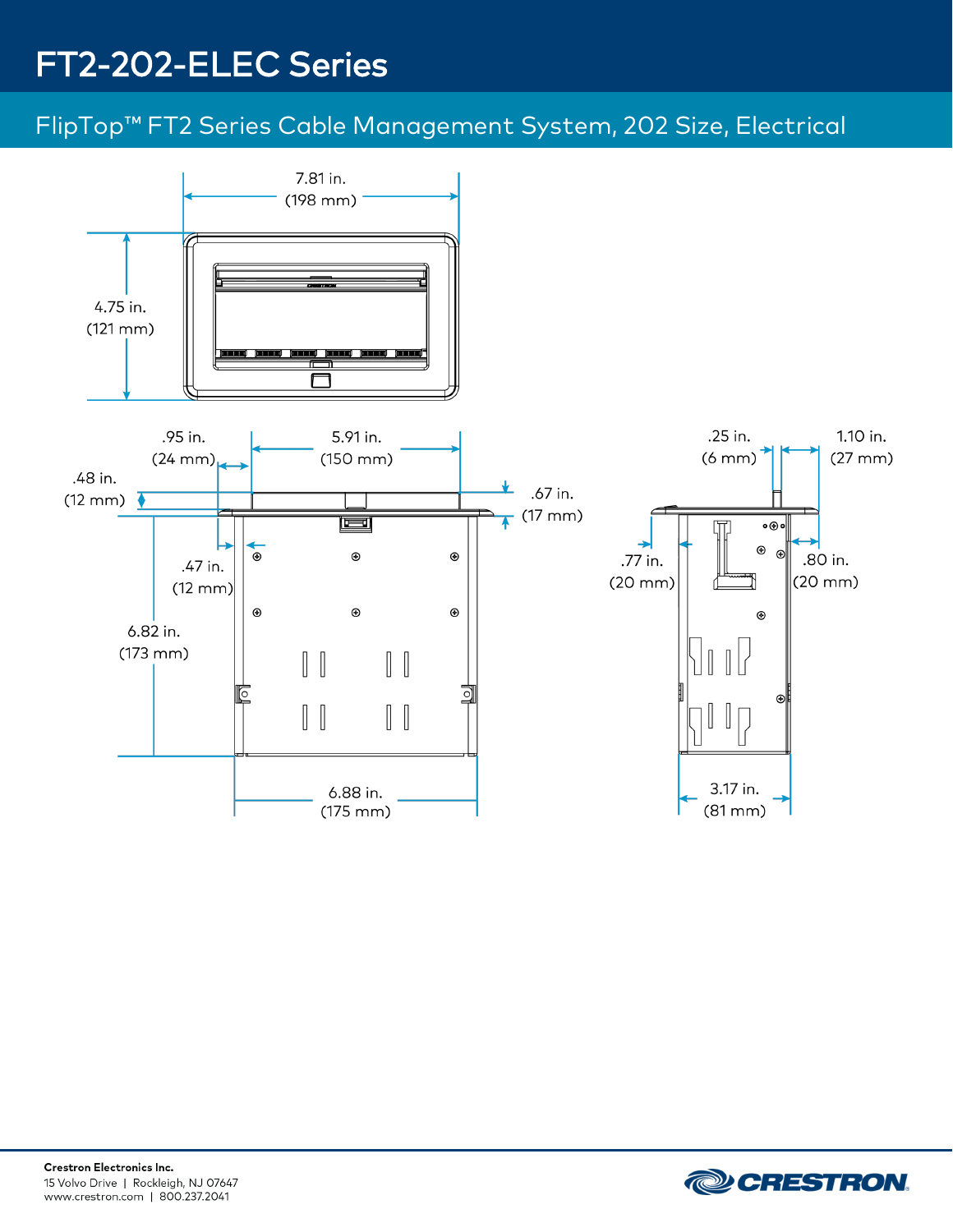# FT2-202-ELEC Series

## FlipTop™ FT2 Series Cable Management System, 202 Size, Electrical

7.81 in.
(198 mm)

4.75 in.
(121 mm)

.95 in.
(24 mm)

5.91 in.
(150 mm)

.48 in.
(12 mm)

.67 in.
(17 mm)

.47 in.
(12 mm)

6.82 in.
(173 mm)

6.88 in.
(175 mm)

.25 in.
(6 mm)

1.10 in.
(27 mm)

.77 in.
(20 mm)

.80 in.
(20 mm)

3.17 in.
(81 mm)

**Crestron Electronics Inc.**
15 Volvo Drive | Rockleigh, NJ 07647
www.crestron.com | 800.237.2041